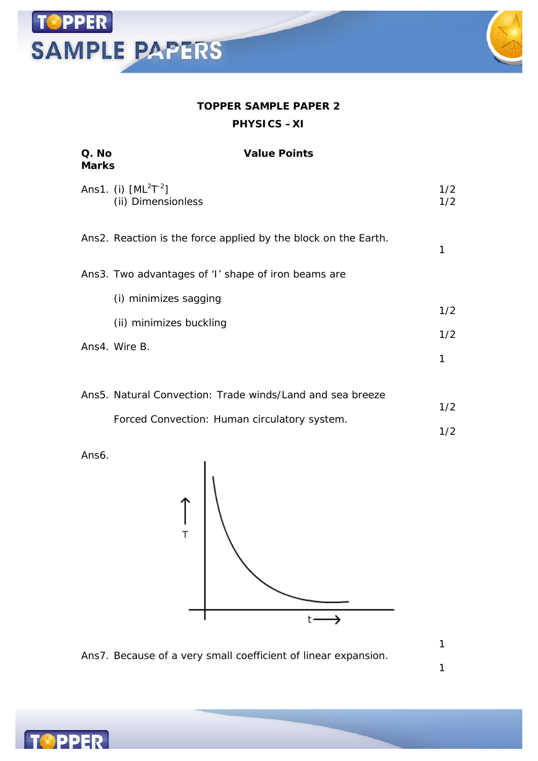**TOPPER SAMPLE PAPER 2**

**PHYSICS – XI**

| Q. No | Value Points | Marks |
|---|---|---|
| Ans1. | (i) $[ML^2T^{-2}]$ | 1/2 |
| | (ii) Dimensionless | 1/2 |
| Ans2. | Reaction is the force applied by the block on the Earth. | 1 |
| Ans3. | Two advantages of 'I' shape of iron beams are | |
| | (i) minimizes sagging | 1/2 |
| | (ii) minimizes buckling | 1/2 |
| Ans4. | Wire B. | 1 |
| Ans5. | Natural Convection: Trade winds/Land and sea breeze | 1/2 |
| | Forced Convection: Human circulatory system. | 1/2 |
| Ans6. | (Graph of T versus t) | 1 |
| Ans7. | Because of a very small coefficient of linear expansion. | 1 |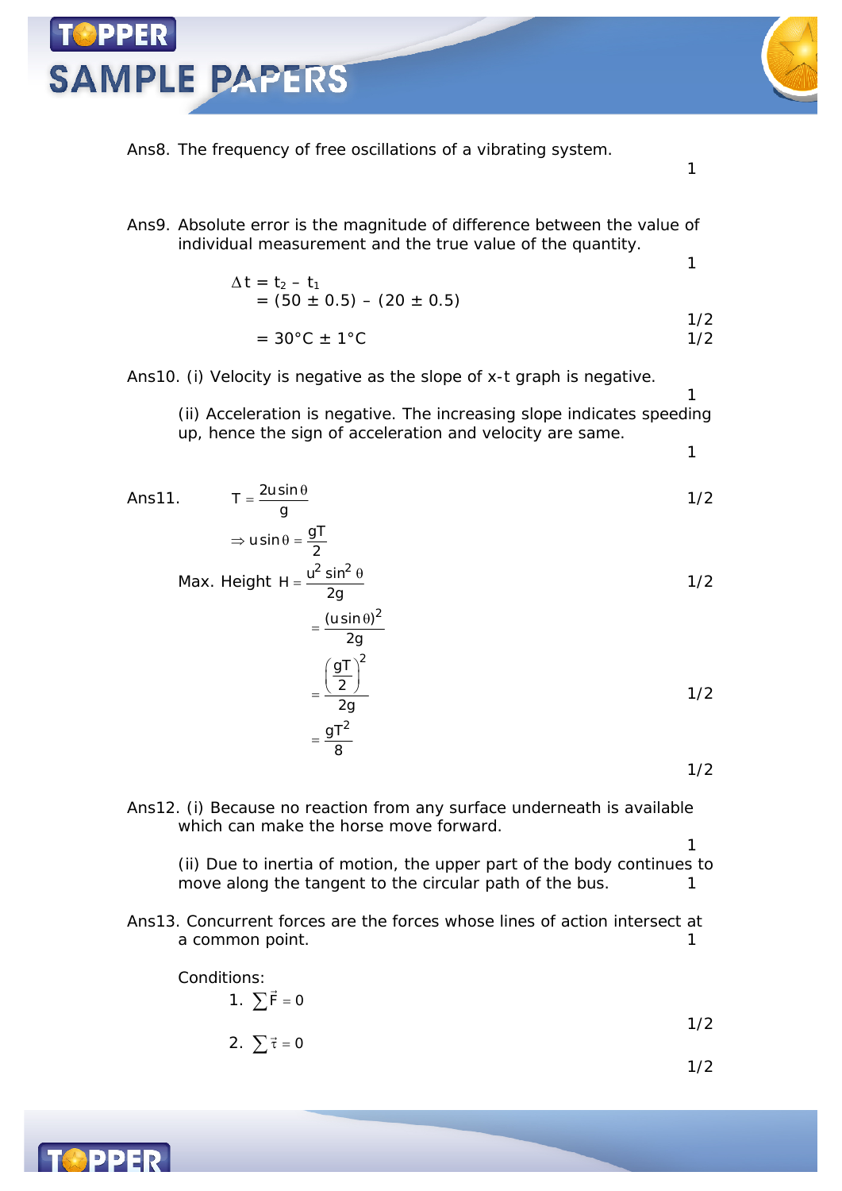Ans8. The frequency of free oscillations of a vibrating system. 1

Ans9. Absolute error is the magnitude of difference between the value of individual measurement and the true value of the quantity. 1

$$\Delta t = t_2 - t_1$$

$$= (50 \pm 0.5) - (20 \pm 0.5) \quad 1/2$$

$$= 30°C \pm 1°C \quad 1/2$$

Ans10. (i) Velocity is negative as the slope of x-t graph is negative. 1

(ii) Acceleration is negative. The increasing slope indicates speeding up, hence the sign of acceleration and velocity are same. 1

Ans11.

$$T = \frac{2u\sin\theta}{g} \quad 1/2$$

$$\Rightarrow u\sin\theta = \frac{gT}{2}$$

Max. Height $H = \frac{u^2\sin^2\theta}{2g}$ 1/2

$$= \frac{(u\sin\theta)^2}{2g}$$

$$= \frac{\left(\frac{gT}{2}\right)^2}{2g} \quad 1/2$$

$$= \frac{gT^2}{8}$$

1/2

Ans12. (i) Because no reaction from any surface underneath is available which can make the horse move forward. 1

(ii) Due to inertia of motion, the upper part of the body continues to move along the tangent to the circular path of the bus. 1

Ans13. Concurrent forces are the forces whose lines of action intersect at a common point. 1

Conditions:

1. $\sum \vec{F} = 0$ 1/2
2. $\sum \vec{\tau} = 0$ 1/2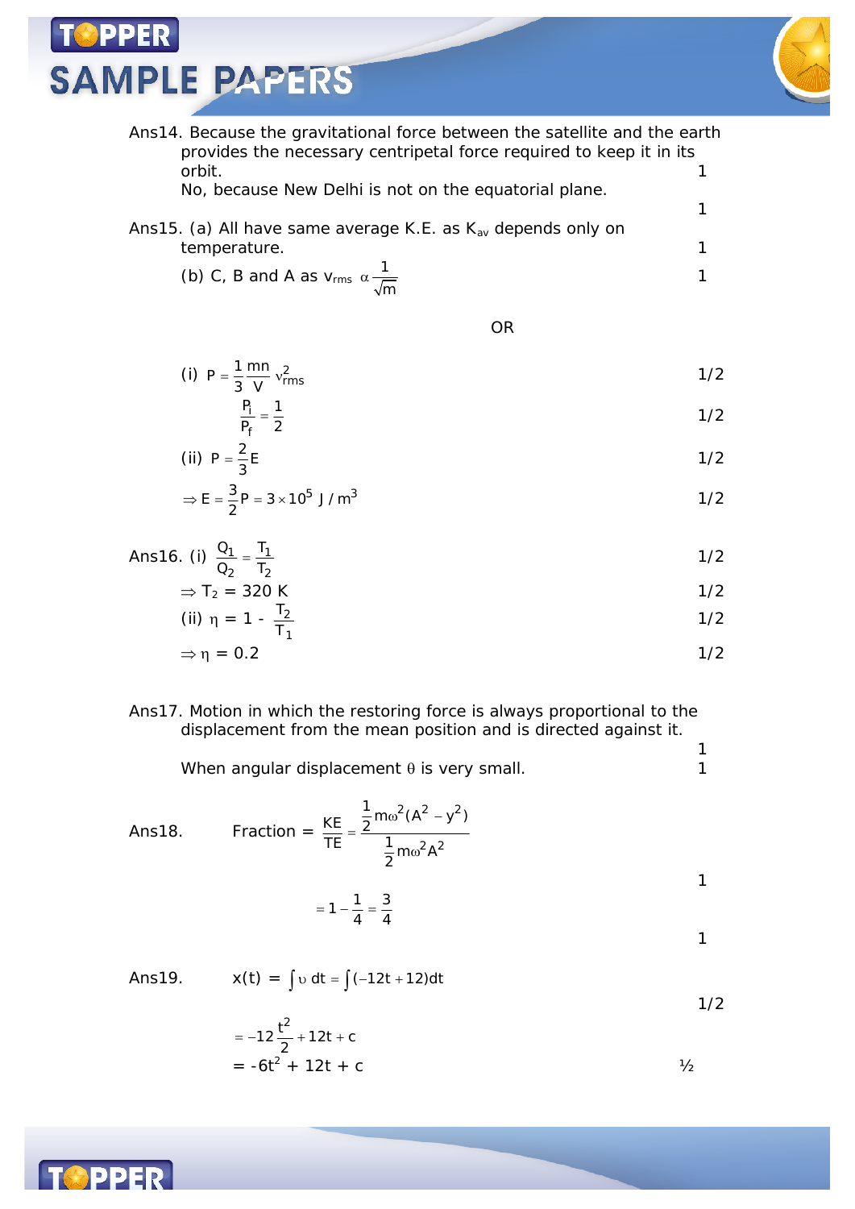Ans14. Because the gravitational force between the satellite and the earth provides the necessary centripetal force required to keep it in its orbit. 1

No, because New Delhi is not on the equatorial plane. 1

Ans15. (a) All have same average K.E. as $K_{av}$ depends only on temperature. 1

(b) C, B and A as $v_{rms} \alpha \frac{1}{\sqrt{m}}$ 1

OR

(i) $P = \frac{1}{3}\frac{mn}{V} v_{rms}^2$ 1/2

$\frac{P_i}{P_f} = \frac{1}{2}$ 1/2

(ii) $P = \frac{2}{3}E$ 1/2

$\Rightarrow E = \frac{3}{2}P = 3 \times 10^5 \text{ J/m}^3$ 1/2

Ans16. (i) $\frac{Q_1}{Q_2} = \frac{T_1}{T_2}$ 1/2

$\Rightarrow T_2 = 320$ K 1/2

(ii) $\eta = 1 - \frac{T_2}{T_1}$ 1/2

$\Rightarrow \eta = 0.2$ 1/2

Ans17. Motion in which the restoring force is always proportional to the displacement from the mean position and is directed against it. 1

When angular displacement $\theta$ is very small. 1

Ans18. Fraction $= \frac{KE}{TE} = \frac{\frac{1}{2}m\omega^2(A^2 - y^2)}{\frac{1}{2}m\omega^2 A^2}$ 1

$= 1 - \frac{1}{4} = \frac{3}{4}$ 1

Ans19. $x(t) = \int \upsilon \, dt = \int (-12t + 12)dt$ 1/2

$= -12\frac{t^2}{2} + 12t + c$

$= -6t^2 + 12t + c$ ½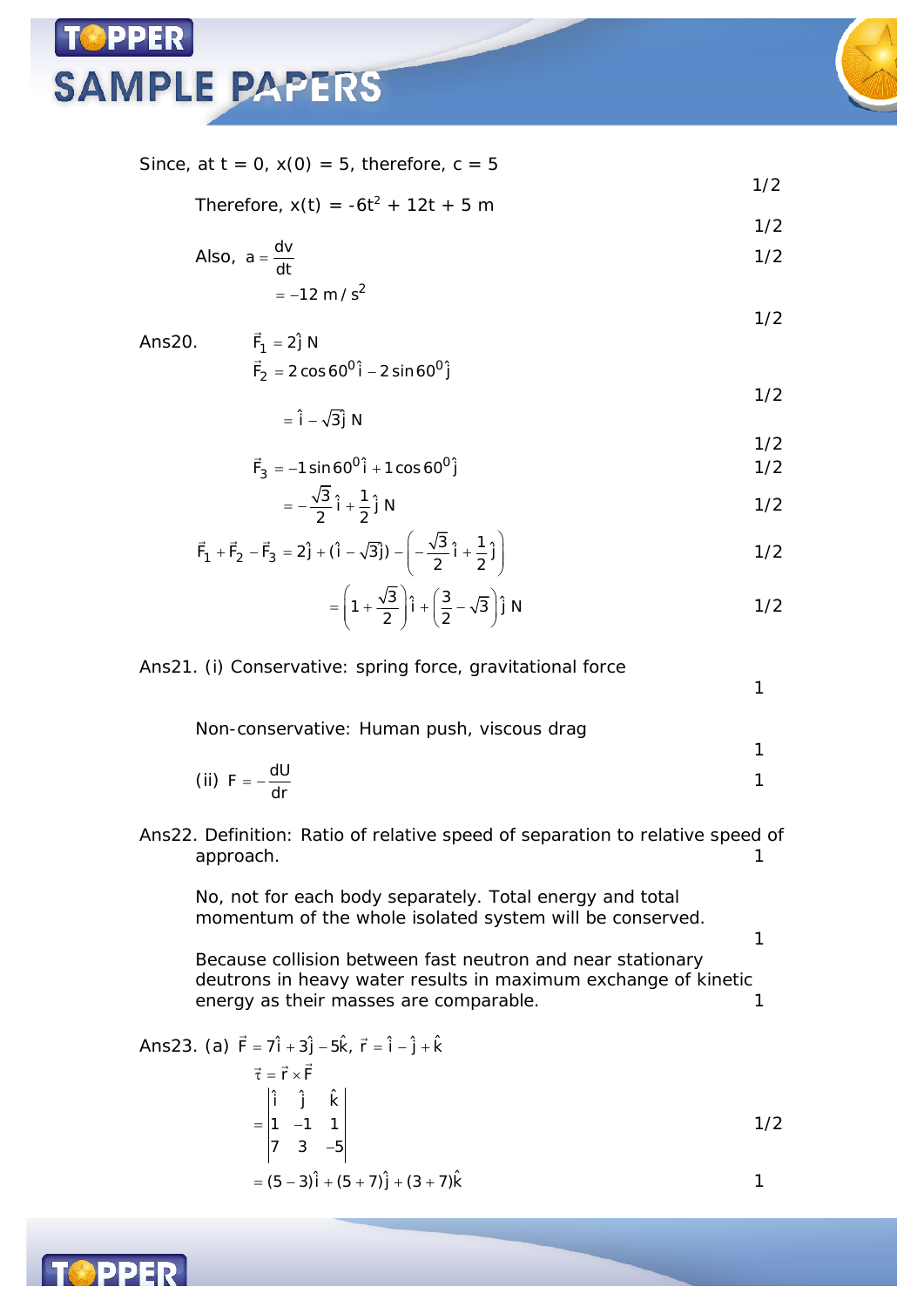Since, at t = 0, x(0) = 5, therefore, c = 5 $\quad$ 1/2

Therefore, $x(t) = -6t^2 + 12t + 5$ m $\quad$ 1/2

Also, $a = \dfrac{dv}{dt}$ $\quad$ 1/2

$= -12 \text{ m/s}^2$ $\quad$ 1/2

Ans20. $\vec{F}_1 = 2\hat{j}$ N

$\vec{F}_2 = 2\cos 60^0\hat{i} - 2\sin 60^0\hat{j}$ $\quad$ 1/2

$= \hat{i} - \sqrt{3}\hat{j}$ N $\quad$ 1/2

$\vec{F}_3 = -1\sin 60^0\hat{i} + 1\cos 60^0\hat{j}$ $\quad$ 1/2

$= -\dfrac{\sqrt{3}}{2}\hat{i} + \dfrac{1}{2}\hat{j}$ N $\quad$ 1/2

$\vec{F}_1 + \vec{F}_2 - \vec{F}_3 = 2\hat{j} + (\hat{i} - \sqrt{3}\hat{j}) - \left(-\dfrac{\sqrt{3}}{2}\hat{i} + \dfrac{1}{2}\hat{j}\right)$ $\quad$ 1/2

$= \left(1 + \dfrac{\sqrt{3}}{2}\right)\hat{i} + \left(\dfrac{3}{2} - \sqrt{3}\right)\hat{j}$ N $\quad$ 1/2

Ans21. (i) Conservative: spring force, gravitational force $\quad$ 1

Non-conservative: Human push, viscous drag $\quad$ 1

(ii) $F = -\dfrac{dU}{dr}$ $\quad$ 1

Ans22. Definition: Ratio of relative speed of separation to relative speed of approach. $\quad$ 1

No, not for each body separately. Total energy and total momentum of the whole isolated system will be conserved. $\quad$ 1

Because collision between fast neutron and near stationary deutrons in heavy water results in maximum exchange of kinetic energy as their masses are comparable. $\quad$ 1

Ans23. (a) $\vec{F} = 7\hat{i} + 3\hat{j} - 5\hat{k}$, $\vec{r} = \hat{i} - \hat{j} + \hat{k}$

$\vec{\tau} = \vec{r} \times \vec{F}$

$= \begin{vmatrix} \hat{i} & \hat{j} & \hat{k} \\ 1 & -1 & 1 \\ 7 & 3 & -5 \end{vmatrix}$ $\quad$ 1/2

$= (5-3)\hat{i} + (5+7)\hat{j} + (3+7)\hat{k}$ $\quad$ 1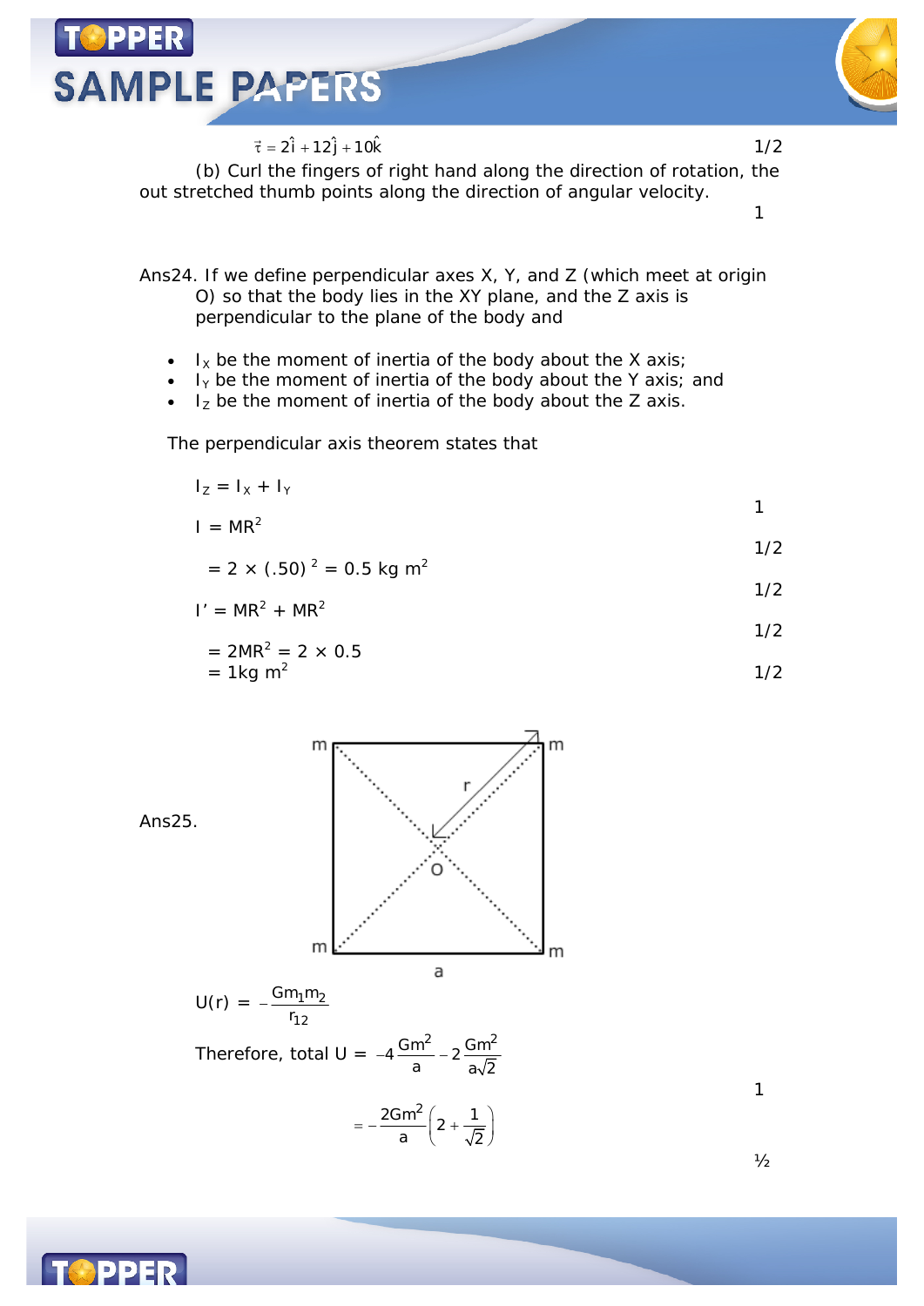$$\vec{\tau} = 2\hat{i} + 12\hat{j} + 10\hat{k}$$ 1/2

(b) Curl the fingers of right hand along the direction of rotation, the out stretched thumb points along the direction of angular velocity. 1

Ans24. If we define perpendicular axes X, Y, and Z (which meet at origin O) so that the body lies in the XY plane, and the Z axis is perpendicular to the plane of the body and

- $I_X$ be the moment of inertia of the body about the X axis;
- $I_Y$ be the moment of inertia of the body about the Y axis; and
- $I_Z$ be the moment of inertia of the body about the Z axis.

The perpendicular axis theorem states that

$I_Z = I_X + I_Y$ 1

$I = MR^2$ 1/2

$= 2 \times (.50)^2 = 0.5 \text{ kg m}^2$ 1/2

$I' = MR^2 + MR^2$ 1/2

$= 2MR^2 = 2 \times 0.5$

$= 1 \text{kg m}^2$ 1/2

Ans25.

$$U(r) = -\frac{Gm_1m_2}{r_{12}}$$

Therefore, total $U = -4\dfrac{Gm^2}{a} - 2\dfrac{Gm^2}{a\sqrt{2}}$ 1

$$= -\frac{2Gm^2}{a}\left(2 + \frac{1}{\sqrt{2}}\right)$$ ½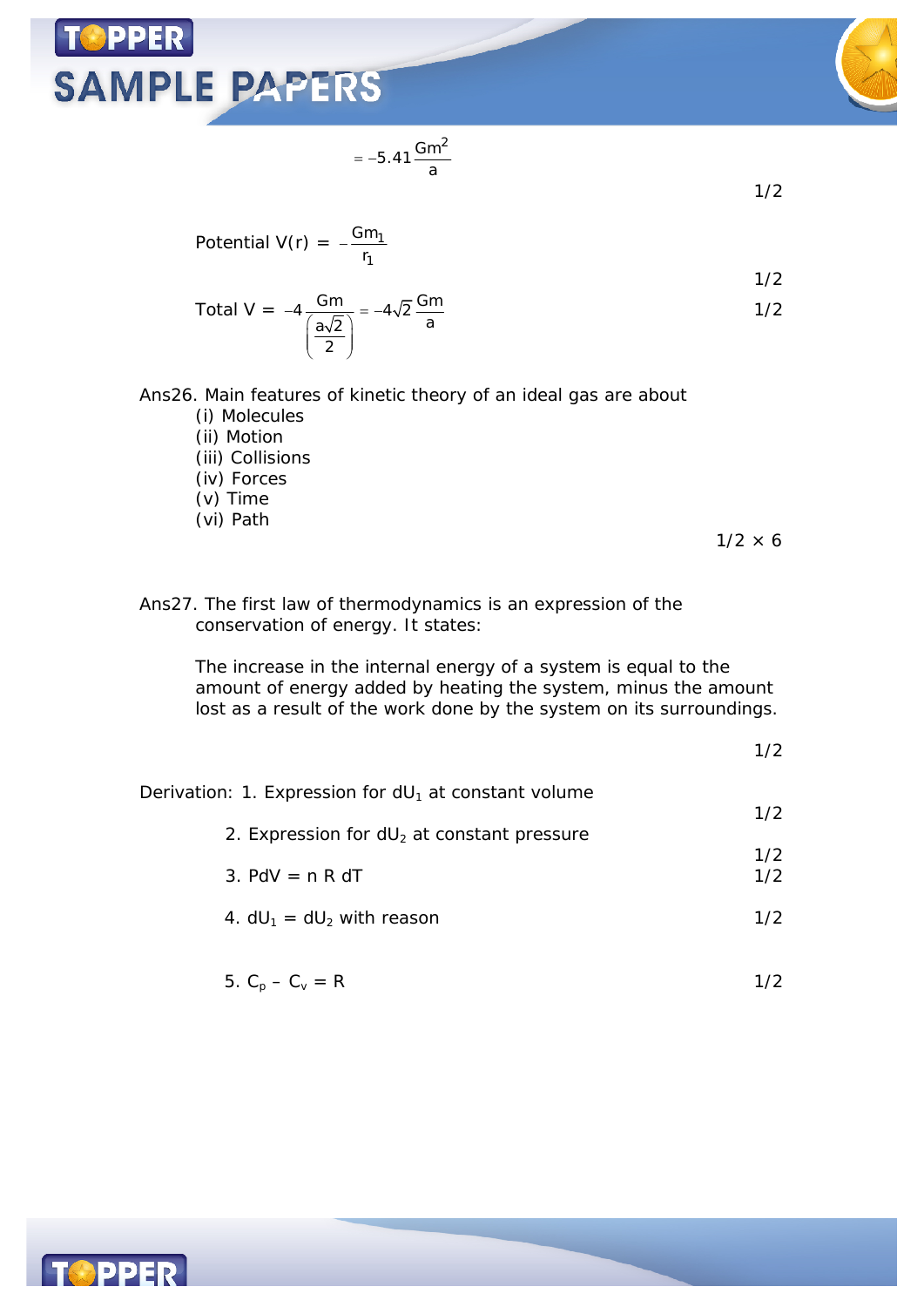$$= -5.41\frac{Gm^2}{a}$$

1/2

Potential $V(r) = -\frac{Gm_1}{r_1}$

1/2

Total $V = -4\frac{Gm}{\left(\frac{a\sqrt{2}}{2}\right)} = -4\sqrt{2}\frac{Gm}{a}$ 1/2

Ans26. Main features of kinetic theory of an ideal gas are about

(i) Molecules
(ii) Motion
(iii) Collisions
(iv) Forces
(v) Time
(vi) Path

1/2 × 6

Ans27. The first law of thermodynamics is an expression of the conservation of energy. It states:

The increase in the internal energy of a system is equal to the amount of energy added by heating the system, minus the amount lost as a result of the work done by the system on its surroundings.

1/2

Derivation: 1. Expression for $dU_1$ at constant volume 1/2

2. Expression for $dU_2$ at constant pressure 1/2

3. $PdV = n\,R\,dT$ 1/2

4. $dU_1 = dU_2$ with reason 1/2

5. $C_p - C_v = R$ 1/2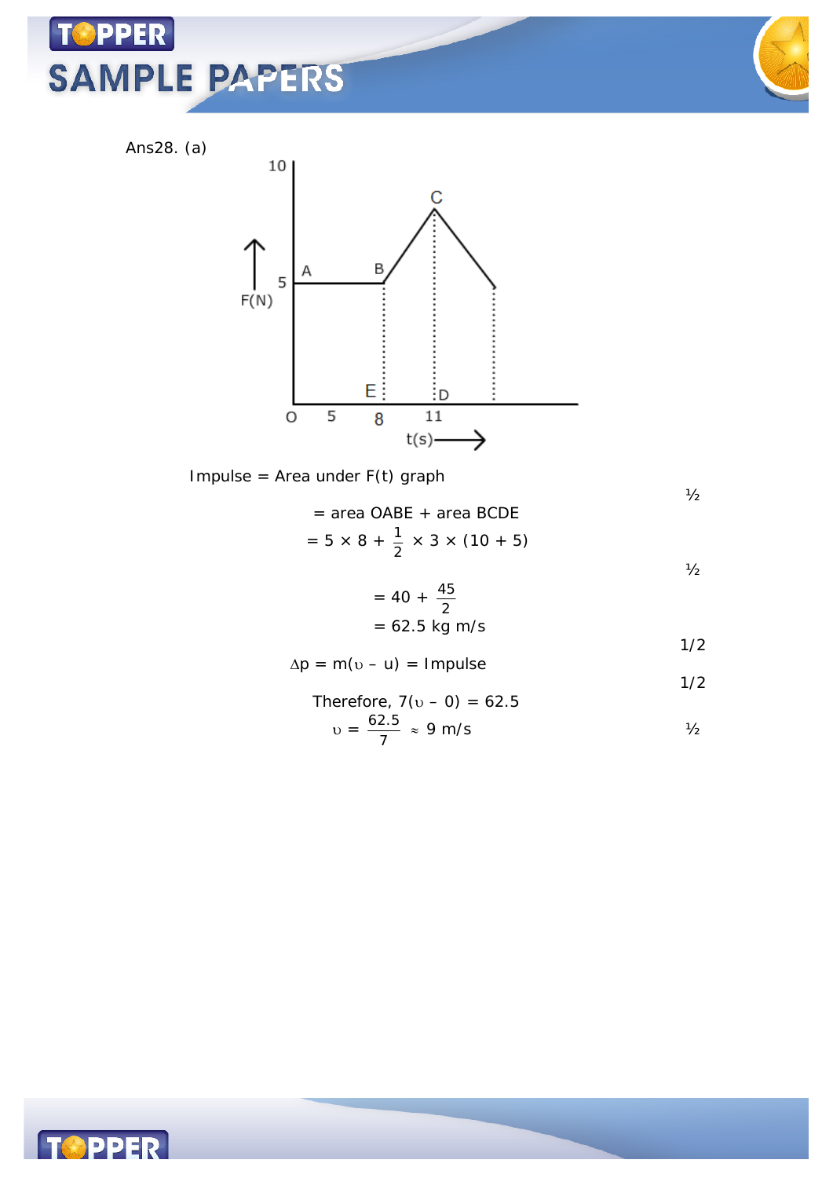Ans28. (a)

Impulse = Area under F(t) graph ½

$$= \text{area OABE} + \text{area BCDE}$$

$$= 5 \times 8 + \frac{1}{2} \times 3 \times (10 + 5)$$ ½

$$= 40 + \frac{45}{2}$$

$$= 62.5 \text{ kg m/s}$$ 1/2

$$\Delta p = m(\upsilon - u) = \text{Impulse}$$ 1/2

Therefore, $7(\upsilon - 0) = 62.5$

$$\upsilon = \frac{62.5}{7} \approx 9 \text{ m/s}$$ ½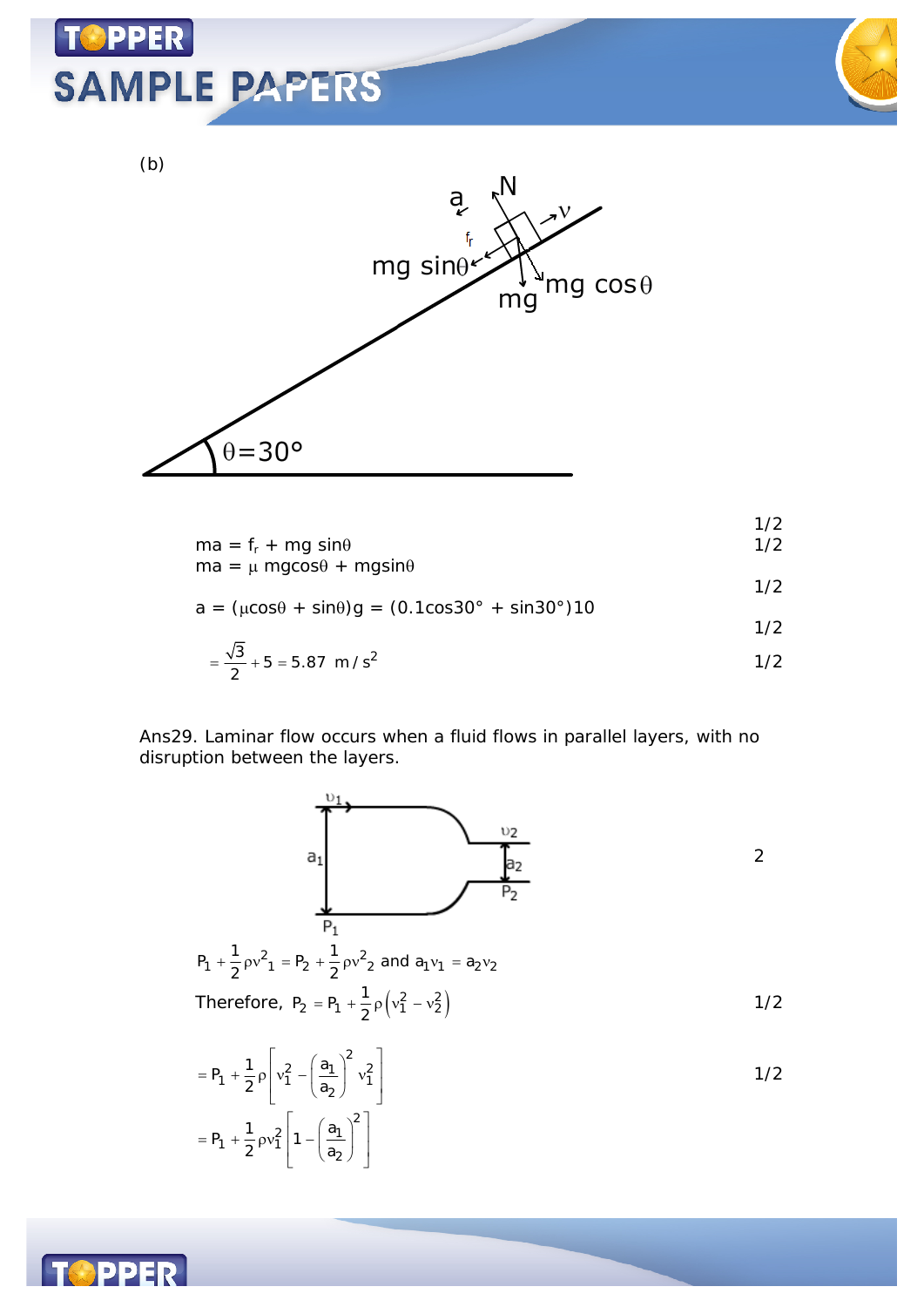(b)

$$ma = f_r + mg\sin\theta \qquad 1/2$$

$$ma = \mu\, mg\cos\theta + mg\sin\theta \qquad 1/2$$

$$a = (\mu\cos\theta + \sin\theta)g = (0.1\cos 30° + \sin 30°)10 \qquad 1/2$$

$$= \frac{\sqrt{3}}{2} + 5 = 5.87 \ \ m/s^2 \qquad 1/2$$

1/2

Ans29. Laminar flow occurs when a fluid flows in parallel layers, with no disruption between the layers.

2

$$P_1 + \frac{1}{2}\rho v_1^2 = P_2 + \frac{1}{2}\rho v_2^2 \text{ and } a_1 v_1 = a_2 v_2$$

Therefore, $P_2 = P_1 + \frac{1}{2}\rho\left(v_1^2 - v_2^2\right)$ 1/2

$$= P_1 + \frac{1}{2}\rho\left[v_1^2 - \left(\frac{a_1}{a_2}\right)^2 v_1^2\right] \qquad 1/2$$

$$= P_1 + \frac{1}{2}\rho v_1^2\left[1 - \left(\frac{a_1}{a_2}\right)^2\right]$$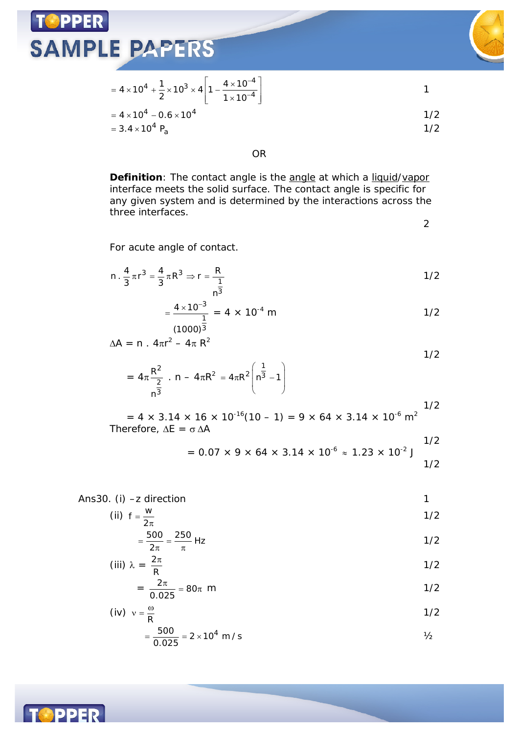$$= 4 \times 10^4 + \frac{1}{2} \times 10^3 \times 4 \left[1 - \frac{4 \times 10^{-4}}{1 \times 10^{-4}}\right]$$ 1

$$= 4 \times 10^4 - 0.6 \times 10^4$$ 1/2

$$= 3.4 \times 10^4 \text{ P}_a$$ 1/2

OR

**Definition**: The contact angle is the angle at which a liquid/vapor interface meets the solid surface. The contact angle is specific for any given system and is determined by the interactions across the three interfaces.

2

For acute angle of contact.

$$n \cdot \frac{4}{3}\pi r^3 = \frac{4}{3}\pi R^3 \Rightarrow r = \frac{R}{n^{\frac{1}{3}}}$$ 1/2

$$= \frac{4 \times 10^{-3}}{(1000)^{\frac{1}{3}}} = 4 \times 10^{-4} \text{ m}$$ 1/2

$$\Delta A = n \cdot 4\pi r^2 - 4\pi R^2$$ 1/2

$$= 4\pi \frac{R^2}{n^{\frac{2}{3}}} \cdot n - 4\pi R^2 = 4\pi R^2 \left(n^{\frac{1}{3}} - 1\right)$$ 1/2

$$= 4 \times 3.14 \times 16 \times 10^{-16}(10 - 1) = 9 \times 64 \times 3.14 \times 10^{-6} \text{ m}^2$$

Therefore, $\Delta E = \sigma \Delta A$ 1/2

$$= 0.07 \times 9 \times 64 \times 3.14 \times 10^{-6} \approx 1.23 \times 10^{-2} \text{ J}$$ 1/2

Ans30. (i) –z direction 1

(ii) $f = \frac{w}{2\pi}$ 1/2

$$= \frac{500}{2\pi} = \frac{250}{\pi} \text{ Hz}$$ 1/2

(iii) $\lambda = \frac{2\pi}{R}$ 1/2

$$= \frac{2\pi}{0.025} = 80\pi \text{ m}$$ 1/2

(iv) $v = \frac{\omega}{R}$ 1/2

$$= \frac{500}{0.025} = 2 \times 10^4 \text{ m/s}$$ ½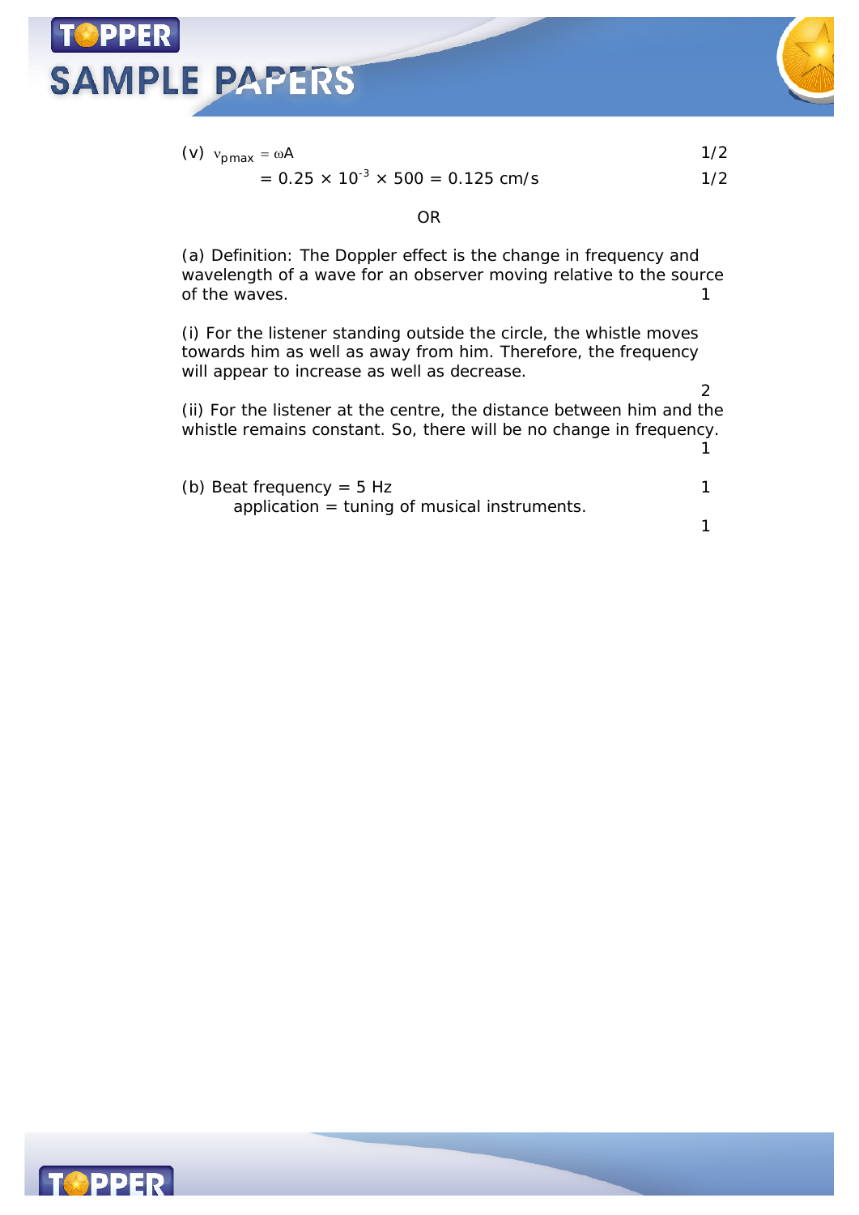(v) $v_{pmax} = \omega A$ 1/2

$= 0.25 \times 10^{-3} \times 500 = 0.125$ cm/s 1/2

OR

(a) Definition: The Doppler effect is the change in frequency and wavelength of a wave for an observer moving relative to the source of the waves. 1

(i) For the listener standing outside the circle, the whistle moves towards him as well as away from him. Therefore, the frequency will appear to increase as well as decrease.

2

(ii) For the listener at the centre, the distance between him and the whistle remains constant. So, there will be no change in frequency.

1

(b) Beat frequency = 5 Hz 1

application = tuning of musical instruments.

1